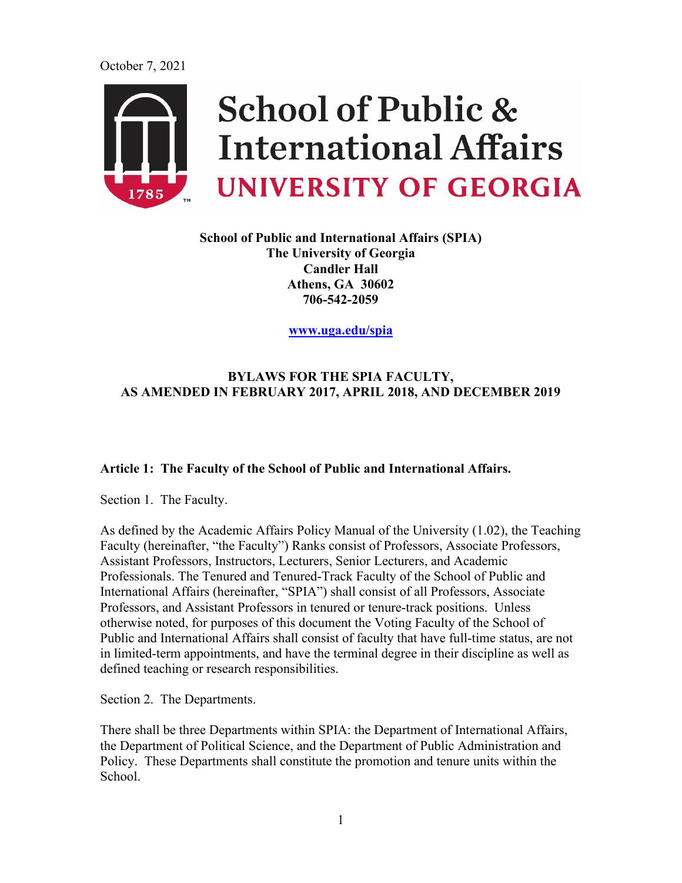October 7, 2021

# School of Public & International Affairs
## UNIVERSITY OF GEORGIA

**School of Public and International Affairs (SPIA)**
**The University of Georgia**
**Candler Hall**
**Athens, GA 30602**
**706-542-2059**

**[www.uga.edu/spia](www.uga.edu/spia)**

## BYLAWS FOR THE SPIA FACULTY, AS AMENDED IN FEBRUARY 2017, APRIL 2018, AND DECEMBER 2019

### Article 1: The Faculty of the School of Public and International Affairs.

Section 1. The Faculty.

As defined by the Academic Affairs Policy Manual of the University (1.02), the Teaching Faculty (hereinafter, "the Faculty") Ranks consist of Professors, Associate Professors, Assistant Professors, Instructors, Lecturers, Senior Lecturers, and Academic Professionals. The Tenured and Tenured-Track Faculty of the School of Public and International Affairs (hereinafter, "SPIA") shall consist of all Professors, Associate Professors, and Assistant Professors in tenured or tenure-track positions. Unless otherwise noted, for purposes of this document the Voting Faculty of the School of Public and International Affairs shall consist of faculty that have full-time status, are not in limited-term appointments, and have the terminal degree in their discipline as well as defined teaching or research responsibilities.

Section 2. The Departments.

There shall be three Departments within SPIA: the Department of International Affairs, the Department of Political Science, and the Department of Public Administration and Policy. These Departments shall constitute the promotion and tenure units within the School.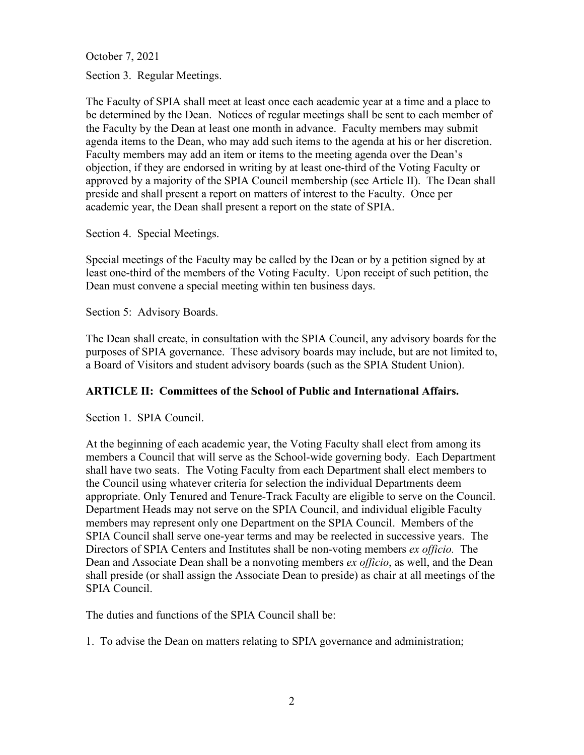October 7, 2021

Section 3. Regular Meetings.

The Faculty of SPIA shall meet at least once each academic year at a time and a place to be determined by the Dean. Notices of regular meetings shall be sent to each member of the Faculty by the Dean at least one month in advance. Faculty members may submit agenda items to the Dean, who may add such items to the agenda at his or her discretion. Faculty members may add an item or items to the meeting agenda over the Dean's objection, if they are endorsed in writing by at least one-third of the Voting Faculty or approved by a majority of the SPIA Council membership (see Article II). The Dean shall preside and shall present a report on matters of interest to the Faculty. Once per academic year, the Dean shall present a report on the state of SPIA.

Section 4. Special Meetings.

Special meetings of the Faculty may be called by the Dean or by a petition signed by at least one-third of the members of the Voting Faculty. Upon receipt of such petition, the Dean must convene a special meeting within ten business days.

Section 5: Advisory Boards.

The Dean shall create, in consultation with the SPIA Council, any advisory boards for the purposes of SPIA governance. These advisory boards may include, but are not limited to, a Board of Visitors and student advisory boards (such as the SPIA Student Union).

## ARTICLE II: Committees of the School of Public and International Affairs.

Section 1. SPIA Council.

At the beginning of each academic year, the Voting Faculty shall elect from among its members a Council that will serve as the School-wide governing body. Each Department shall have two seats. The Voting Faculty from each Department shall elect members to the Council using whatever criteria for selection the individual Departments deem appropriate. Only Tenured and Tenure-Track Faculty are eligible to serve on the Council. Department Heads may not serve on the SPIA Council, and individual eligible Faculty members may represent only one Department on the SPIA Council. Members of the SPIA Council shall serve one-year terms and may be reelected in successive years. The Directors of SPIA Centers and Institutes shall be non-voting members *ex officio.* The Dean and Associate Dean shall be a nonvoting members *ex officio*, as well, and the Dean shall preside (or shall assign the Associate Dean to preside) as chair at all meetings of the SPIA Council.

The duties and functions of the SPIA Council shall be:

1. To advise the Dean on matters relating to SPIA governance and administration;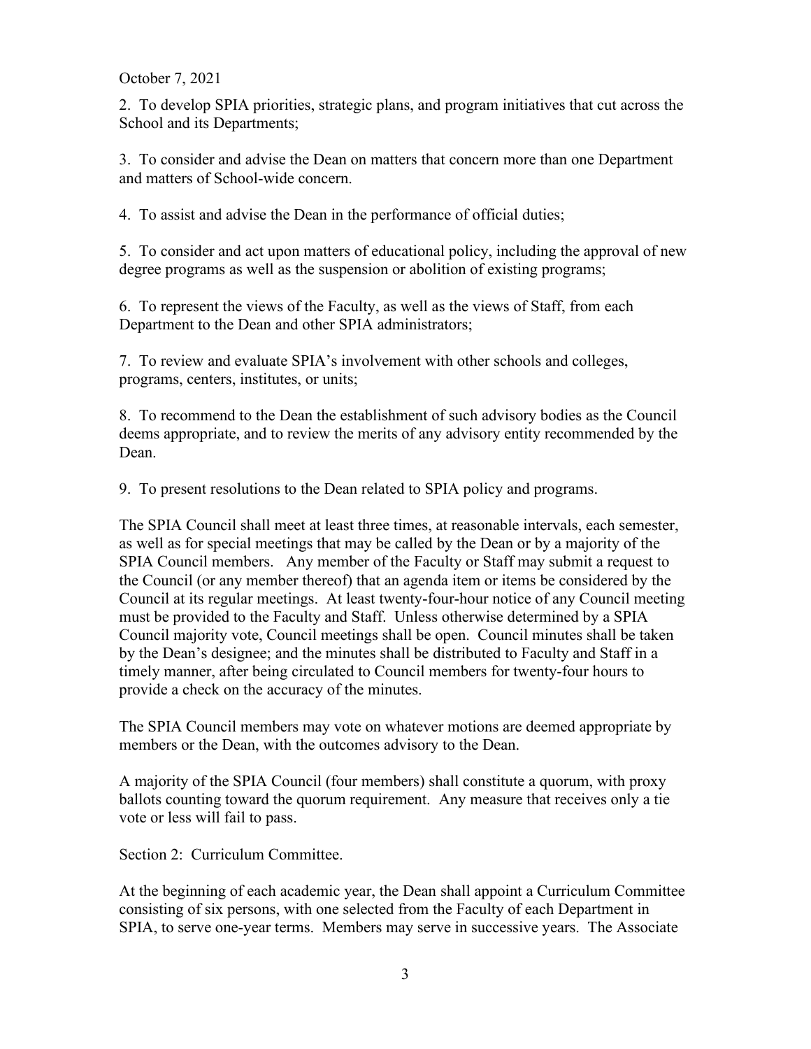October 7, 2021

2. To develop SPIA priorities, strategic plans, and program initiatives that cut across the School and its Departments;

3. To consider and advise the Dean on matters that concern more than one Department and matters of School-wide concern.

4. To assist and advise the Dean in the performance of official duties;

5. To consider and act upon matters of educational policy, including the approval of new degree programs as well as the suspension or abolition of existing programs;

6. To represent the views of the Faculty, as well as the views of Staff, from each Department to the Dean and other SPIA administrators;

7. To review and evaluate SPIA's involvement with other schools and colleges, programs, centers, institutes, or units;

8. To recommend to the Dean the establishment of such advisory bodies as the Council deems appropriate, and to review the merits of any advisory entity recommended by the Dean.

9. To present resolutions to the Dean related to SPIA policy and programs.

The SPIA Council shall meet at least three times, at reasonable intervals, each semester, as well as for special meetings that may be called by the Dean or by a majority of the SPIA Council members. Any member of the Faculty or Staff may submit a request to the Council (or any member thereof) that an agenda item or items be considered by the Council at its regular meetings. At least twenty-four-hour notice of any Council meeting must be provided to the Faculty and Staff. Unless otherwise determined by a SPIA Council majority vote, Council meetings shall be open. Council minutes shall be taken by the Dean's designee; and the minutes shall be distributed to Faculty and Staff in a timely manner, after being circulated to Council members for twenty-four hours to provide a check on the accuracy of the minutes.

The SPIA Council members may vote on whatever motions are deemed appropriate by members or the Dean, with the outcomes advisory to the Dean.

A majority of the SPIA Council (four members) shall constitute a quorum, with proxy ballots counting toward the quorum requirement. Any measure that receives only a tie vote or less will fail to pass.

Section 2: Curriculum Committee.

At the beginning of each academic year, the Dean shall appoint a Curriculum Committee consisting of six persons, with one selected from the Faculty of each Department in SPIA, to serve one-year terms. Members may serve in successive years. The Associate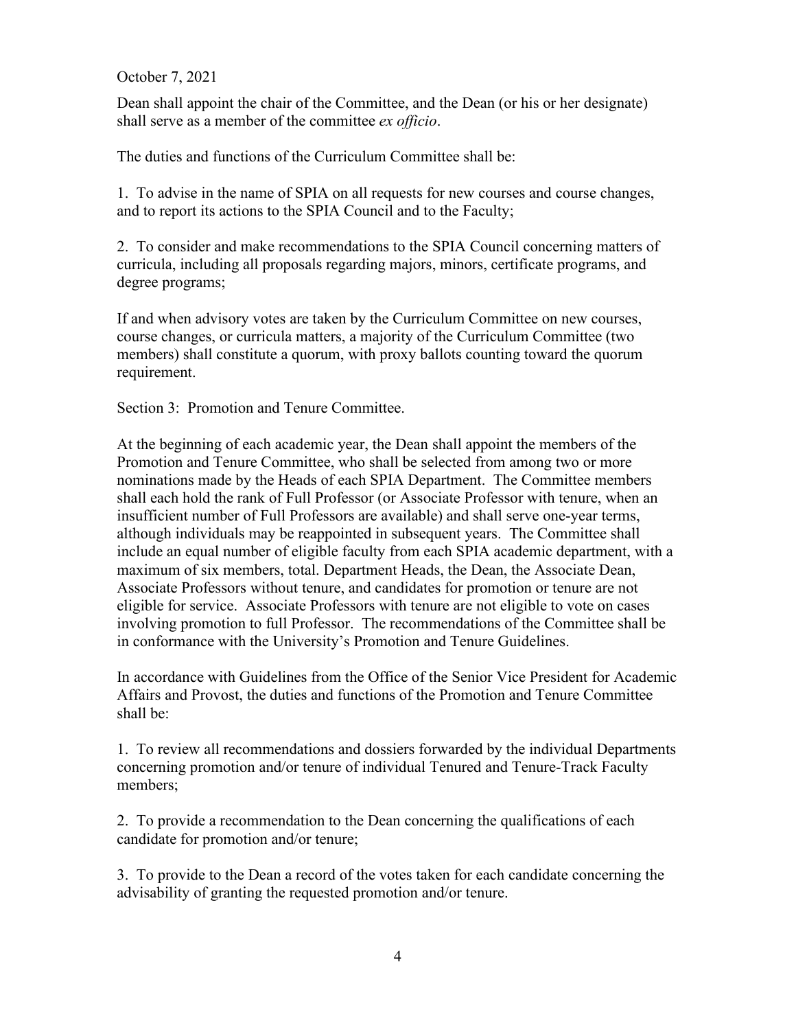Dean shall appoint the chair of the Committee, and the Dean (or his or her designate) shall serve as a member of the committee *ex officio*.

The duties and functions of the Curriculum Committee shall be:

1. To advise in the name of SPIA on all requests for new courses and course changes, and to report its actions to the SPIA Council and to the Faculty;

2. To consider and make recommendations to the SPIA Council concerning matters of curricula, including all proposals regarding majors, minors, certificate programs, and degree programs;

If and when advisory votes are taken by the Curriculum Committee on new courses, course changes, or curricula matters, a majority of the Curriculum Committee (two members) shall constitute a quorum, with proxy ballots counting toward the quorum requirement.

Section 3: Promotion and Tenure Committee.

At the beginning of each academic year, the Dean shall appoint the members of the Promotion and Tenure Committee, who shall be selected from among two or more nominations made by the Heads of each SPIA Department. The Committee members shall each hold the rank of Full Professor (or Associate Professor with tenure, when an insufficient number of Full Professors are available) and shall serve one-year terms, although individuals may be reappointed in subsequent years. The Committee shall include an equal number of eligible faculty from each SPIA academic department, with a maximum of six members, total. Department Heads, the Dean, the Associate Dean, Associate Professors without tenure, and candidates for promotion or tenure are not eligible for service. Associate Professors with tenure are not eligible to vote on cases involving promotion to full Professor. The recommendations of the Committee shall be in conformance with the University's Promotion and Tenure Guidelines.

In accordance with Guidelines from the Office of the Senior Vice President for Academic Affairs and Provost, the duties and functions of the Promotion and Tenure Committee shall be:

1. To review all recommendations and dossiers forwarded by the individual Departments concerning promotion and/or tenure of individual Tenured and Tenure-Track Faculty members;

2. To provide a recommendation to the Dean concerning the qualifications of each candidate for promotion and/or tenure;

3. To provide to the Dean a record of the votes taken for each candidate concerning the advisability of granting the requested promotion and/or tenure.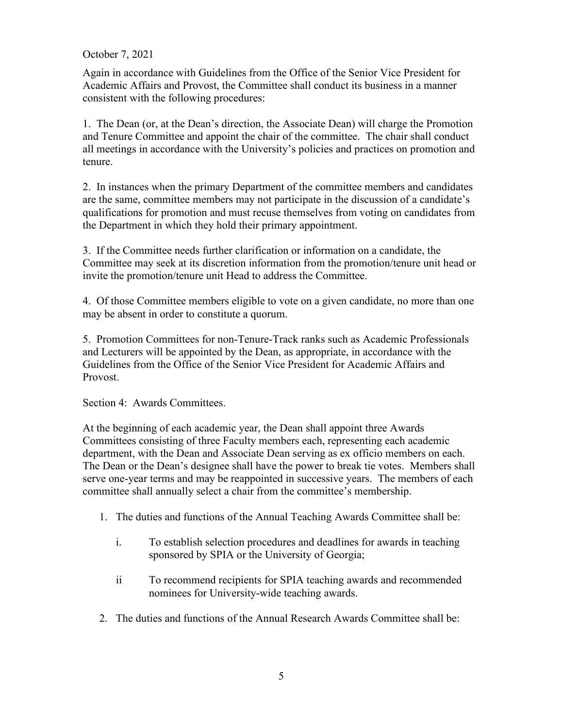October 7, 2021

Again in accordance with Guidelines from the Office of the Senior Vice President for Academic Affairs and Provost, the Committee shall conduct its business in a manner consistent with the following procedures:

1. The Dean (or, at the Dean's direction, the Associate Dean) will charge the Promotion and Tenure Committee and appoint the chair of the committee. The chair shall conduct all meetings in accordance with the University's policies and practices on promotion and tenure.

2. In instances when the primary Department of the committee members and candidates are the same, committee members may not participate in the discussion of a candidate's qualifications for promotion and must recuse themselves from voting on candidates from the Department in which they hold their primary appointment.

3. If the Committee needs further clarification or information on a candidate, the Committee may seek at its discretion information from the promotion/tenure unit head or invite the promotion/tenure unit Head to address the Committee.

4. Of those Committee members eligible to vote on a given candidate, no more than one may be absent in order to constitute a quorum.

5. Promotion Committees for non-Tenure-Track ranks such as Academic Professionals and Lecturers will be appointed by the Dean, as appropriate, in accordance with the Guidelines from the Office of the Senior Vice President for Academic Affairs and Provost.

Section 4: Awards Committees.

At the beginning of each academic year, the Dean shall appoint three Awards Committees consisting of three Faculty members each, representing each academic department, with the Dean and Associate Dean serving as ex officio members on each. The Dean or the Dean's designee shall have the power to break tie votes. Members shall serve one-year terms and may be reappointed in successive years. The members of each committee shall annually select a chair from the committee's membership.

1. The duties and functions of the Annual Teaching Awards Committee shall be:

   i. To establish selection procedures and deadlines for awards in teaching sponsored by SPIA or the University of Georgia;

   ii To recommend recipients for SPIA teaching awards and recommended nominees for University-wide teaching awards.

2. The duties and functions of the Annual Research Awards Committee shall be: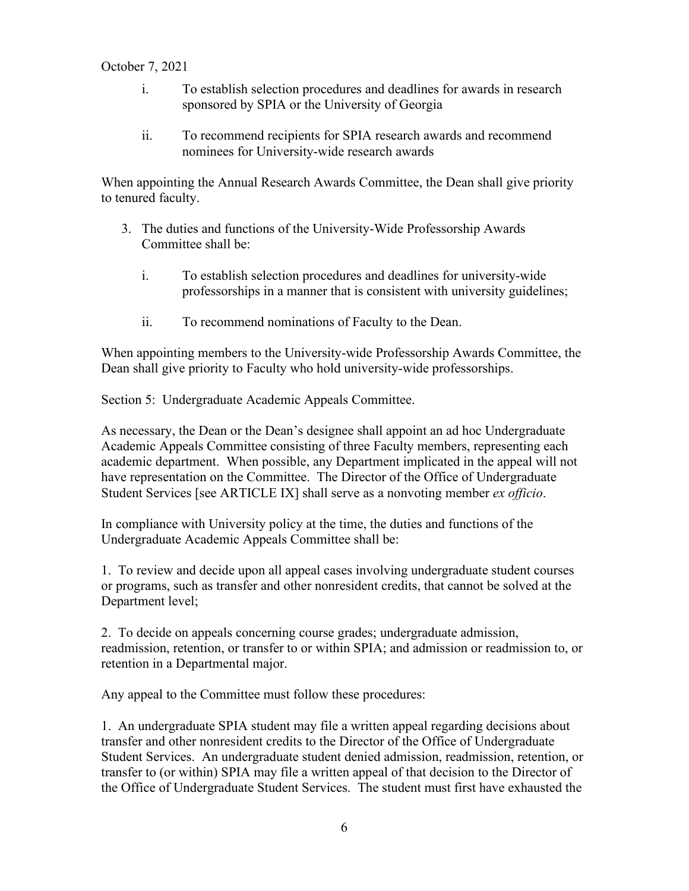October 7, 2021

i. To establish selection procedures and deadlines for awards in research sponsored by SPIA or the University of Georgia

ii. To recommend recipients for SPIA research awards and recommend nominees for University-wide research awards

When appointing the Annual Research Awards Committee, the Dean shall give priority to tenured faculty.

3. The duties and functions of the University-Wide Professorship Awards Committee shall be:

   i. To establish selection procedures and deadlines for university-wide professorships in a manner that is consistent with university guidelines;

   ii. To recommend nominations of Faculty to the Dean.

When appointing members to the University-wide Professorship Awards Committee, the Dean shall give priority to Faculty who hold university-wide professorships.

Section 5: Undergraduate Academic Appeals Committee.

As necessary, the Dean or the Dean's designee shall appoint an ad hoc Undergraduate Academic Appeals Committee consisting of three Faculty members, representing each academic department. When possible, any Department implicated in the appeal will not have representation on the Committee. The Director of the Office of Undergraduate Student Services [see ARTICLE IX] shall serve as a nonvoting member *ex officio*.

In compliance with University policy at the time, the duties and functions of the Undergraduate Academic Appeals Committee shall be:

1. To review and decide upon all appeal cases involving undergraduate student courses or programs, such as transfer and other nonresident credits, that cannot be solved at the Department level;

2. To decide on appeals concerning course grades; undergraduate admission, readmission, retention, or transfer to or within SPIA; and admission or readmission to, or retention in a Departmental major.

Any appeal to the Committee must follow these procedures:

1. An undergraduate SPIA student may file a written appeal regarding decisions about transfer and other nonresident credits to the Director of the Office of Undergraduate Student Services. An undergraduate student denied admission, readmission, retention, or transfer to (or within) SPIA may file a written appeal of that decision to the Director of the Office of Undergraduate Student Services. The student must first have exhausted the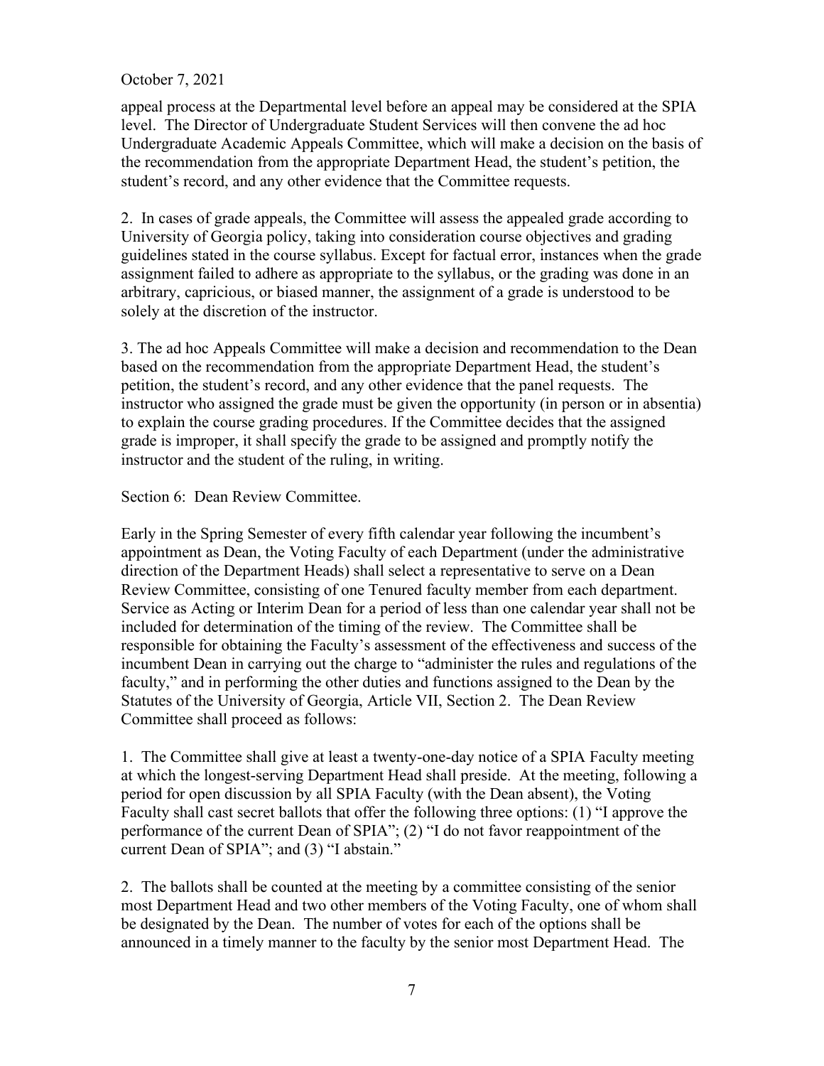appeal process at the Departmental level before an appeal may be considered at the SPIA level. The Director of Undergraduate Student Services will then convene the ad hoc Undergraduate Academic Appeals Committee, which will make a decision on the basis of the recommendation from the appropriate Department Head, the student's petition, the student's record, and any other evidence that the Committee requests.

2. In cases of grade appeals, the Committee will assess the appealed grade according to University of Georgia policy, taking into consideration course objectives and grading guidelines stated in the course syllabus. Except for factual error, instances when the grade assignment failed to adhere as appropriate to the syllabus, or the grading was done in an arbitrary, capricious, or biased manner, the assignment of a grade is understood to be solely at the discretion of the instructor.

3. The ad hoc Appeals Committee will make a decision and recommendation to the Dean based on the recommendation from the appropriate Department Head, the student's petition, the student's record, and any other evidence that the panel requests. The instructor who assigned the grade must be given the opportunity (in person or in absentia) to explain the course grading procedures. If the Committee decides that the assigned grade is improper, it shall specify the grade to be assigned and promptly notify the instructor and the student of the ruling, in writing.

Section 6: Dean Review Committee.

Early in the Spring Semester of every fifth calendar year following the incumbent's appointment as Dean, the Voting Faculty of each Department (under the administrative direction of the Department Heads) shall select a representative to serve on a Dean Review Committee, consisting of one Tenured faculty member from each department. Service as Acting or Interim Dean for a period of less than one calendar year shall not be included for determination of the timing of the review. The Committee shall be responsible for obtaining the Faculty's assessment of the effectiveness and success of the incumbent Dean in carrying out the charge to "administer the rules and regulations of the faculty," and in performing the other duties and functions assigned to the Dean by the Statutes of the University of Georgia, Article VII, Section 2. The Dean Review Committee shall proceed as follows:

1. The Committee shall give at least a twenty-one-day notice of a SPIA Faculty meeting at which the longest-serving Department Head shall preside. At the meeting, following a period for open discussion by all SPIA Faculty (with the Dean absent), the Voting Faculty shall cast secret ballots that offer the following three options: (1) "I approve the performance of the current Dean of SPIA"; (2) "I do not favor reappointment of the current Dean of SPIA"; and (3) "I abstain."

2. The ballots shall be counted at the meeting by a committee consisting of the senior most Department Head and two other members of the Voting Faculty, one of whom shall be designated by the Dean. The number of votes for each of the options shall be announced in a timely manner to the faculty by the senior most Department Head. The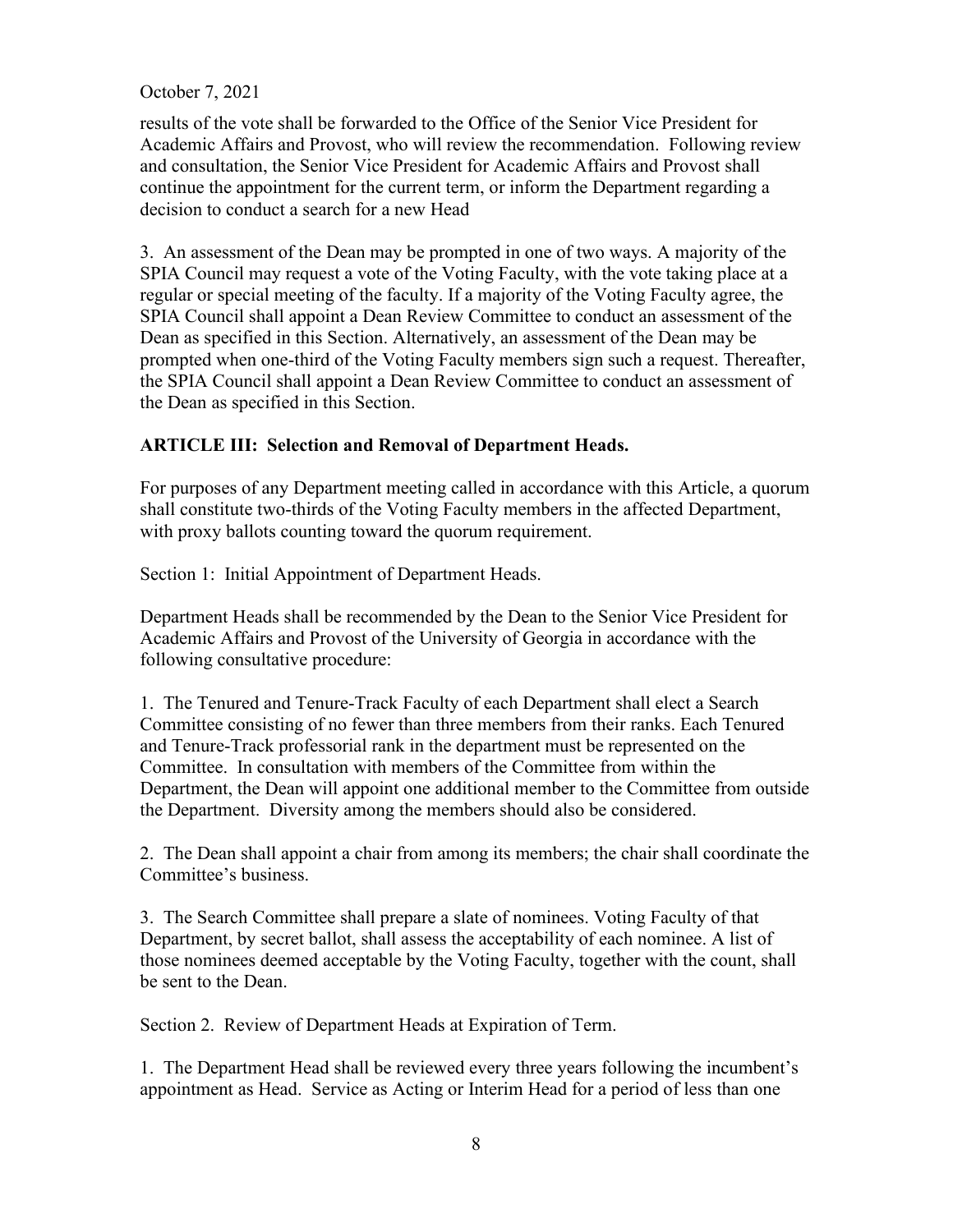results of the vote shall be forwarded to the Office of the Senior Vice President for Academic Affairs and Provost, who will review the recommendation. Following review and consultation, the Senior Vice President for Academic Affairs and Provost shall continue the appointment for the current term, or inform the Department regarding a decision to conduct a search for a new Head

3. An assessment of the Dean may be prompted in one of two ways. A majority of the SPIA Council may request a vote of the Voting Faculty, with the vote taking place at a regular or special meeting of the faculty. If a majority of the Voting Faculty agree, the SPIA Council shall appoint a Dean Review Committee to conduct an assessment of the Dean as specified in this Section. Alternatively, an assessment of the Dean may be prompted when one-third of the Voting Faculty members sign such a request. Thereafter, the SPIA Council shall appoint a Dean Review Committee to conduct an assessment of the Dean as specified in this Section.

## ARTICLE III: Selection and Removal of Department Heads.

For purposes of any Department meeting called in accordance with this Article, a quorum shall constitute two-thirds of the Voting Faculty members in the affected Department, with proxy ballots counting toward the quorum requirement.

Section 1: Initial Appointment of Department Heads.

Department Heads shall be recommended by the Dean to the Senior Vice President for Academic Affairs and Provost of the University of Georgia in accordance with the following consultative procedure:

1. The Tenured and Tenure-Track Faculty of each Department shall elect a Search Committee consisting of no fewer than three members from their ranks. Each Tenured and Tenure-Track professorial rank in the department must be represented on the Committee. In consultation with members of the Committee from within the Department, the Dean will appoint one additional member to the Committee from outside the Department. Diversity among the members should also be considered.

2. The Dean shall appoint a chair from among its members; the chair shall coordinate the Committee's business.

3. The Search Committee shall prepare a slate of nominees. Voting Faculty of that Department, by secret ballot, shall assess the acceptability of each nominee. A list of those nominees deemed acceptable by the Voting Faculty, together with the count, shall be sent to the Dean.

Section 2. Review of Department Heads at Expiration of Term.

1. The Department Head shall be reviewed every three years following the incumbent's appointment as Head. Service as Acting or Interim Head for a period of less than one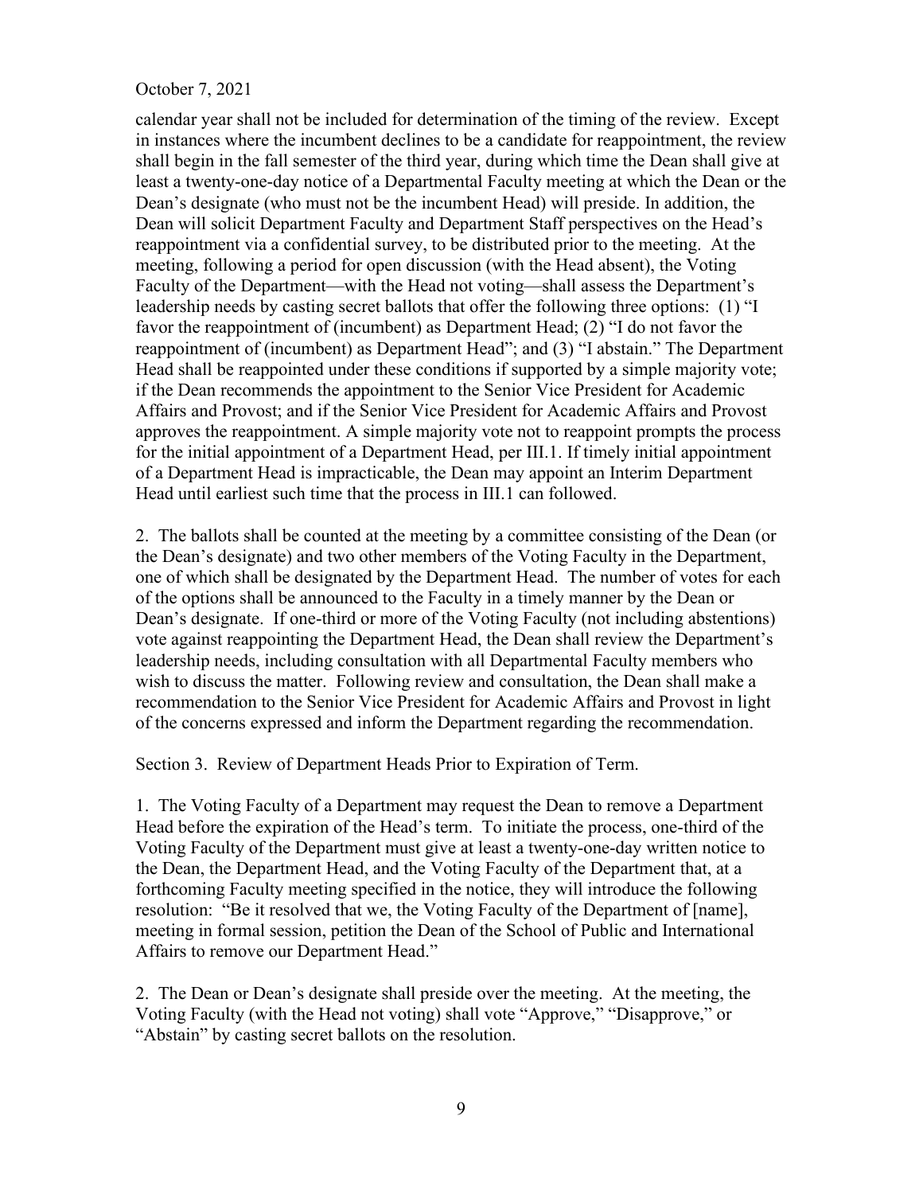calendar year shall not be included for determination of the timing of the review. Except in instances where the incumbent declines to be a candidate for reappointment, the review shall begin in the fall semester of the third year, during which time the Dean shall give at least a twenty-one-day notice of a Departmental Faculty meeting at which the Dean or the Dean's designate (who must not be the incumbent Head) will preside. In addition, the Dean will solicit Department Faculty and Department Staff perspectives on the Head's reappointment via a confidential survey, to be distributed prior to the meeting. At the meeting, following a period for open discussion (with the Head absent), the Voting Faculty of the Department—with the Head not voting—shall assess the Department's leadership needs by casting secret ballots that offer the following three options: (1) "I favor the reappointment of (incumbent) as Department Head; (2) "I do not favor the reappointment of (incumbent) as Department Head"; and (3) "I abstain." The Department Head shall be reappointed under these conditions if supported by a simple majority vote; if the Dean recommends the appointment to the Senior Vice President for Academic Affairs and Provost; and if the Senior Vice President for Academic Affairs and Provost approves the reappointment. A simple majority vote not to reappoint prompts the process for the initial appointment of a Department Head, per III.1. If timely initial appointment of a Department Head is impracticable, the Dean may appoint an Interim Department Head until earliest such time that the process in III.1 can followed.

2. The ballots shall be counted at the meeting by a committee consisting of the Dean (or the Dean's designate) and two other members of the Voting Faculty in the Department, one of which shall be designated by the Department Head. The number of votes for each of the options shall be announced to the Faculty in a timely manner by the Dean or Dean's designate. If one-third or more of the Voting Faculty (not including abstentions) vote against reappointing the Department Head, the Dean shall review the Department's leadership needs, including consultation with all Departmental Faculty members who wish to discuss the matter. Following review and consultation, the Dean shall make a recommendation to the Senior Vice President for Academic Affairs and Provost in light of the concerns expressed and inform the Department regarding the recommendation.

Section 3. Review of Department Heads Prior to Expiration of Term.

1. The Voting Faculty of a Department may request the Dean to remove a Department Head before the expiration of the Head's term. To initiate the process, one-third of the Voting Faculty of the Department must give at least a twenty-one-day written notice to the Dean, the Department Head, and the Voting Faculty of the Department that, at a forthcoming Faculty meeting specified in the notice, they will introduce the following resolution: "Be it resolved that we, the Voting Faculty of the Department of [name], meeting in formal session, petition the Dean of the School of Public and International Affairs to remove our Department Head."

2. The Dean or Dean's designate shall preside over the meeting. At the meeting, the Voting Faculty (with the Head not voting) shall vote "Approve," "Disapprove," or "Abstain" by casting secret ballots on the resolution.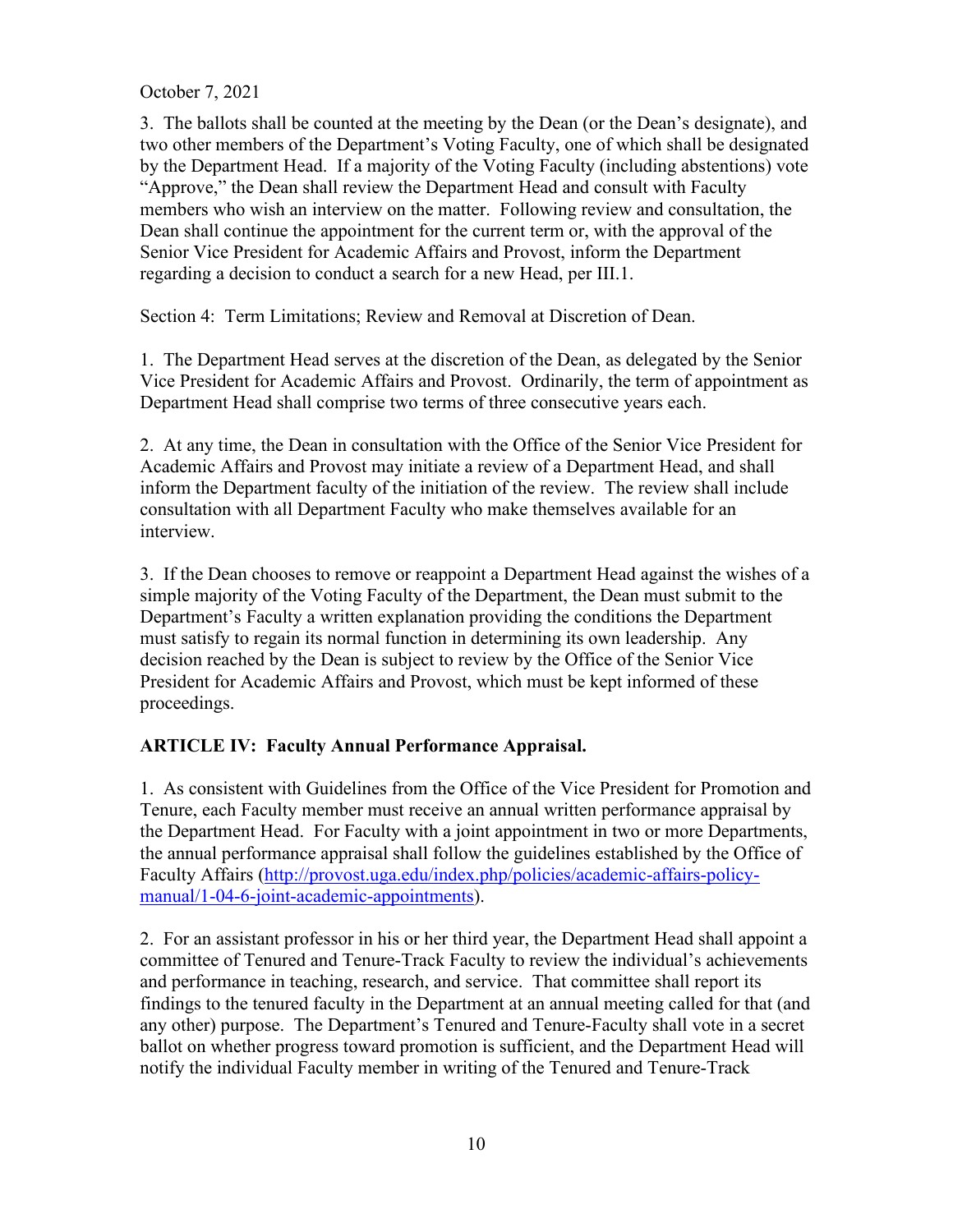October 7, 2021

3. The ballots shall be counted at the meeting by the Dean (or the Dean's designate), and two other members of the Department's Voting Faculty, one of which shall be designated by the Department Head. If a majority of the Voting Faculty (including abstentions) vote "Approve," the Dean shall review the Department Head and consult with Faculty members who wish an interview on the matter. Following review and consultation, the Dean shall continue the appointment for the current term or, with the approval of the Senior Vice President for Academic Affairs and Provost, inform the Department regarding a decision to conduct a search for a new Head, per III.1.

Section 4: Term Limitations; Review and Removal at Discretion of Dean.

1. The Department Head serves at the discretion of the Dean, as delegated by the Senior Vice President for Academic Affairs and Provost. Ordinarily, the term of appointment as Department Head shall comprise two terms of three consecutive years each.

2. At any time, the Dean in consultation with the Office of the Senior Vice President for Academic Affairs and Provost may initiate a review of a Department Head, and shall inform the Department faculty of the initiation of the review. The review shall include consultation with all Department Faculty who make themselves available for an interview.

3. If the Dean chooses to remove or reappoint a Department Head against the wishes of a simple majority of the Voting Faculty of the Department, the Dean must submit to the Department's Faculty a written explanation providing the conditions the Department must satisfy to regain its normal function in determining its own leadership. Any decision reached by the Dean is subject to review by the Office of the Senior Vice President for Academic Affairs and Provost, which must be kept informed of these proceedings.

## ARTICLE IV: Faculty Annual Performance Appraisal.

1. As consistent with Guidelines from the Office of the Vice President for Promotion and Tenure, each Faculty member must receive an annual written performance appraisal by the Department Head. For Faculty with a joint appointment in two or more Departments, the annual performance appraisal shall follow the guidelines established by the Office of Faculty Affairs (http://provost.uga.edu/index.php/policies/academic-affairs-policy-manual/1-04-6-joint-academic-appointments).

2. For an assistant professor in his or her third year, the Department Head shall appoint a committee of Tenured and Tenure-Track Faculty to review the individual's achievements and performance in teaching, research, and service. That committee shall report its findings to the tenured faculty in the Department at an annual meeting called for that (and any other) purpose. The Department's Tenured and Tenure-Faculty shall vote in a secret ballot on whether progress toward promotion is sufficient, and the Department Head will notify the individual Faculty member in writing of the Tenured and Tenure-Track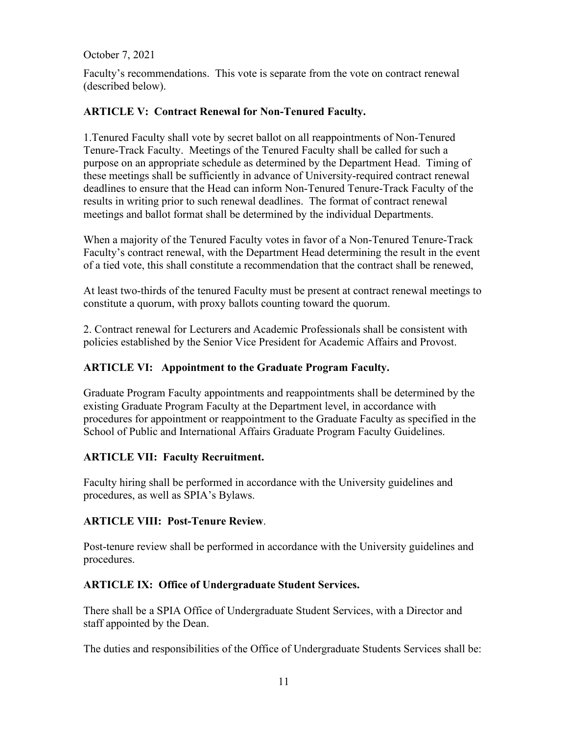October 7, 2021

Faculty's recommendations. This vote is separate from the vote on contract renewal (described below).

**ARTICLE V: Contract Renewal for Non-Tenured Faculty.**

1.Tenured Faculty shall vote by secret ballot on all reappointments of Non-Tenured Tenure-Track Faculty. Meetings of the Tenured Faculty shall be called for such a purpose on an appropriate schedule as determined by the Department Head. Timing of these meetings shall be sufficiently in advance of University-required contract renewal deadlines to ensure that the Head can inform Non-Tenured Tenure-Track Faculty of the results in writing prior to such renewal deadlines. The format of contract renewal meetings and ballot format shall be determined by the individual Departments.

When a majority of the Tenured Faculty votes in favor of a Non-Tenured Tenure-Track Faculty's contract renewal, with the Department Head determining the result in the event of a tied vote, this shall constitute a recommendation that the contract shall be renewed,

At least two-thirds of the tenured Faculty must be present at contract renewal meetings to constitute a quorum, with proxy ballots counting toward the quorum.

2. Contract renewal for Lecturers and Academic Professionals shall be consistent with policies established by the Senior Vice President for Academic Affairs and Provost.

**ARTICLE VI: Appointment to the Graduate Program Faculty.**

Graduate Program Faculty appointments and reappointments shall be determined by the existing Graduate Program Faculty at the Department level, in accordance with procedures for appointment or reappointment to the Graduate Faculty as specified in the School of Public and International Affairs Graduate Program Faculty Guidelines.

**ARTICLE VII: Faculty Recruitment.**

Faculty hiring shall be performed in accordance with the University guidelines and procedures, as well as SPIA's Bylaws.

**ARTICLE VIII: Post-Tenure Review**.

Post-tenure review shall be performed in accordance with the University guidelines and procedures.

**ARTICLE IX: Office of Undergraduate Student Services.**

There shall be a SPIA Office of Undergraduate Student Services, with a Director and staff appointed by the Dean.

The duties and responsibilities of the Office of Undergraduate Students Services shall be: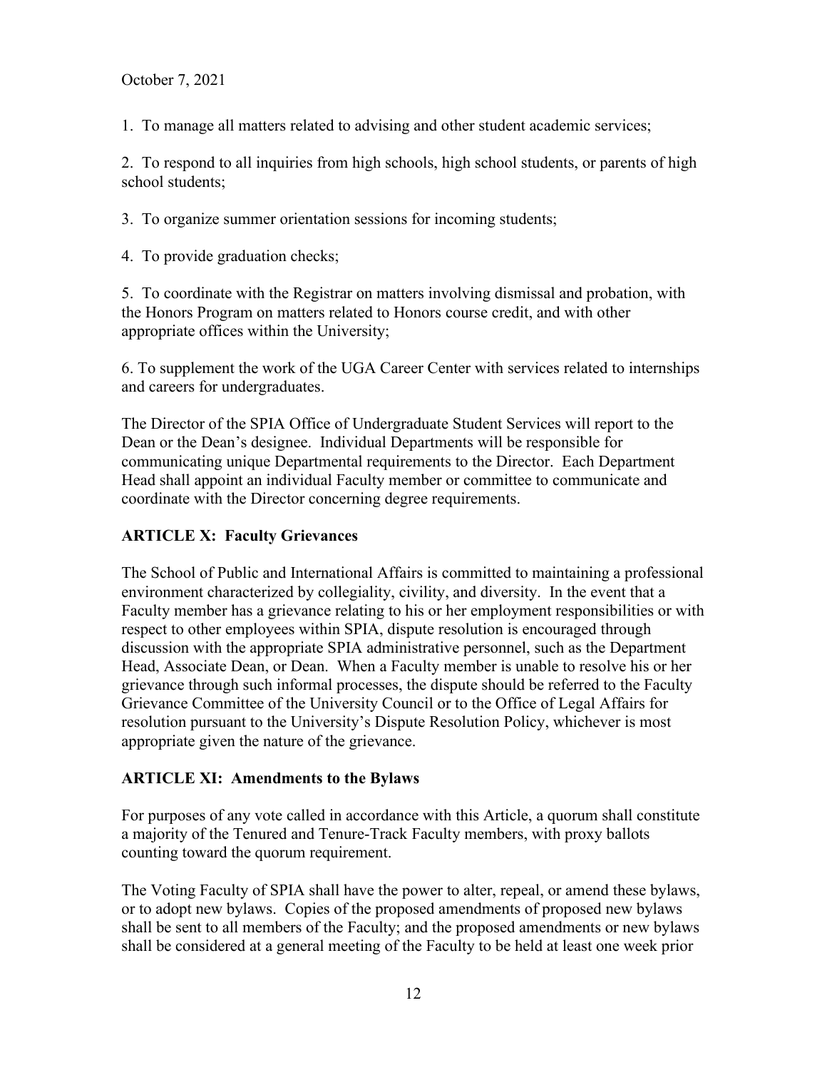1. To manage all matters related to advising and other student academic services;

2. To respond to all inquiries from high schools, high school students, or parents of high school students;

3. To organize summer orientation sessions for incoming students;

4. To provide graduation checks;

5. To coordinate with the Registrar on matters involving dismissal and probation, with the Honors Program on matters related to Honors course credit, and with other appropriate offices within the University;

6. To supplement the work of the UGA Career Center with services related to internships and careers for undergraduates.

The Director of the SPIA Office of Undergraduate Student Services will report to the Dean or the Dean's designee. Individual Departments will be responsible for communicating unique Departmental requirements to the Director. Each Department Head shall appoint an individual Faculty member or committee to communicate and coordinate with the Director concerning degree requirements.

## ARTICLE X: Faculty Grievances

The School of Public and International Affairs is committed to maintaining a professional environment characterized by collegiality, civility, and diversity. In the event that a Faculty member has a grievance relating to his or her employment responsibilities or with respect to other employees within SPIA, dispute resolution is encouraged through discussion with the appropriate SPIA administrative personnel, such as the Department Head, Associate Dean, or Dean. When a Faculty member is unable to resolve his or her grievance through such informal processes, the dispute should be referred to the Faculty Grievance Committee of the University Council or to the Office of Legal Affairs for resolution pursuant to the University's Dispute Resolution Policy, whichever is most appropriate given the nature of the grievance.

## ARTICLE XI: Amendments to the Bylaws

For purposes of any vote called in accordance with this Article, a quorum shall constitute a majority of the Tenured and Tenure-Track Faculty members, with proxy ballots counting toward the quorum requirement.

The Voting Faculty of SPIA shall have the power to alter, repeal, or amend these bylaws, or to adopt new bylaws. Copies of the proposed amendments of proposed new bylaws shall be sent to all members of the Faculty; and the proposed amendments or new bylaws shall be considered at a general meeting of the Faculty to be held at least one week prior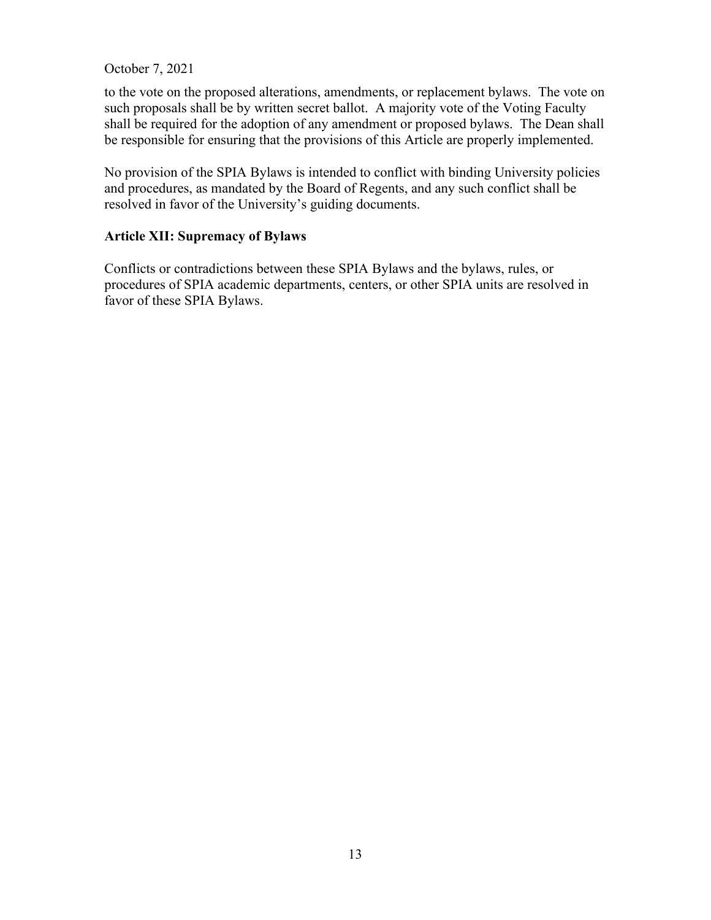to the vote on the proposed alterations, amendments, or replacement bylaws. The vote on such proposals shall be by written secret ballot. A majority vote of the Voting Faculty shall be required for the adoption of any amendment or proposed bylaws. The Dean shall be responsible for ensuring that the provisions of this Article are properly implemented.

No provision of the SPIA Bylaws is intended to conflict with binding University policies and procedures, as mandated by the Board of Regents, and any such conflict shall be resolved in favor of the University's guiding documents.

**Article XII: Supremacy of Bylaws**

Conflicts or contradictions between these SPIA Bylaws and the bylaws, rules, or procedures of SPIA academic departments, centers, or other SPIA units are resolved in favor of these SPIA Bylaws.